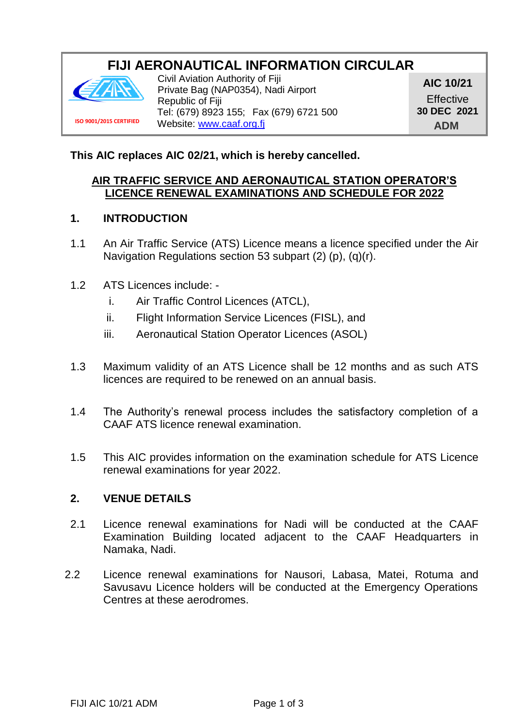# FIJI AERONAUTICAL INFORMATION CIRCULAR

ISO 9001/2015 CERTIFIED

Civil Aviation Authority of Fiji
Private Bag (NAP0354), Nadi Airport
Republic of Fiji
Tel: (679) 8923 155; Fax (679) 6721 500
Website: www.caaf.org.fj

**AIC 10/21**
Effective
**30 DEC 2021**
**ADM**

**This AIC replaces AIC 02/21, which is hereby cancelled.**

## AIR TRAFFIC SERVICE AND AERONAUTICAL STATION OPERATOR'S LICENCE RENEWAL EXAMINATIONS AND SCHEDULE FOR 2022

### 1. INTRODUCTION

1.1 An Air Traffic Service (ATS) Licence means a licence specified under the Air Navigation Regulations section 53 subpart (2) (p), (q)(r).

1.2 ATS Licences include: -

i. Air Traffic Control Licences (ATCL),

ii. Flight Information Service Licences (FISL), and

iii. Aeronautical Station Operator Licences (ASOL)

1.3 Maximum validity of an ATS Licence shall be 12 months and as such ATS licences are required to be renewed on an annual basis.

1.4 The Authority's renewal process includes the satisfactory completion of a CAAF ATS licence renewal examination.

1.5 This AIC provides information on the examination schedule for ATS Licence renewal examinations for year 2022.

### 2. VENUE DETAILS

2.1 Licence renewal examinations for Nadi will be conducted at the CAAF Examination Building located adjacent to the CAAF Headquarters in Namaka, Nadi.

2.2 Licence renewal examinations for Nausori, Labasa, Matei, Rotuma and Savusavu Licence holders will be conducted at the Emergency Operations Centres at these aerodromes.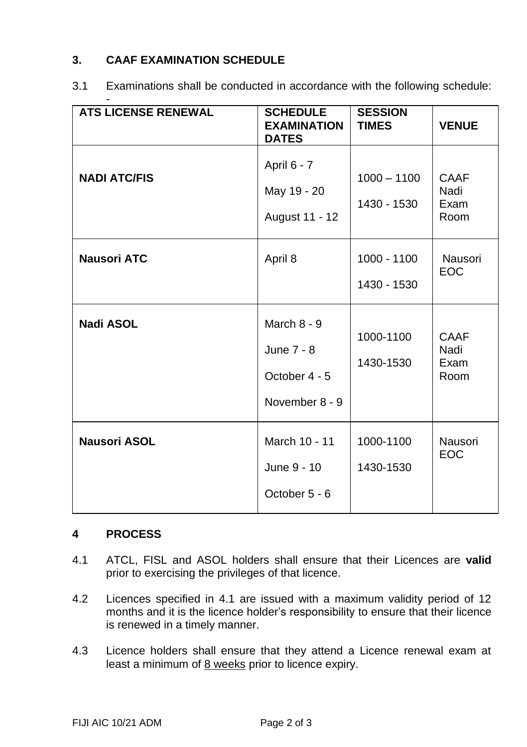## 3. CAAF EXAMINATION SCHEDULE

3.1 Examinations shall be conducted in accordance with the following schedule: -

| ATS LICENSE RENEWAL | SCHEDULE EXAMINATION DATES | SESSION TIMES | VENUE |
|---|---|---|---|
| **NADI ATC/FIS** | April 6 - 7<br>May 19 - 20<br>August 11 - 12 | 1000 – 1100<br>1430 - 1530 | CAAF Nadi Exam Room |
| **Nausori ATC** | April 8 | 1000 - 1100<br>1430 - 1530 | Nausori EOC |
| **Nadi ASOL** | March 8 - 9<br>June 7 - 8<br>October 4 - 5<br>November 8 - 9 | 1000-1100<br>1430-1530 | CAAF Nadi Exam Room |
| **Nausori ASOL** | March 10 - 11<br>June 9 - 10<br>October 5 - 6 | 1000-1100<br>1430-1530 | Nausori EOC |

## 4 PROCESS

4.1 ATCL, FISL and ASOL holders shall ensure that their Licences are **valid** prior to exercising the privileges of that licence.

4.2 Licences specified in 4.1 are issued with a maximum validity period of 12 months and it is the licence holder's responsibility to ensure that their licence is renewed in a timely manner.

4.3 Licence holders shall ensure that they attend a Licence renewal exam at least a minimum of 8 weeks prior to licence expiry.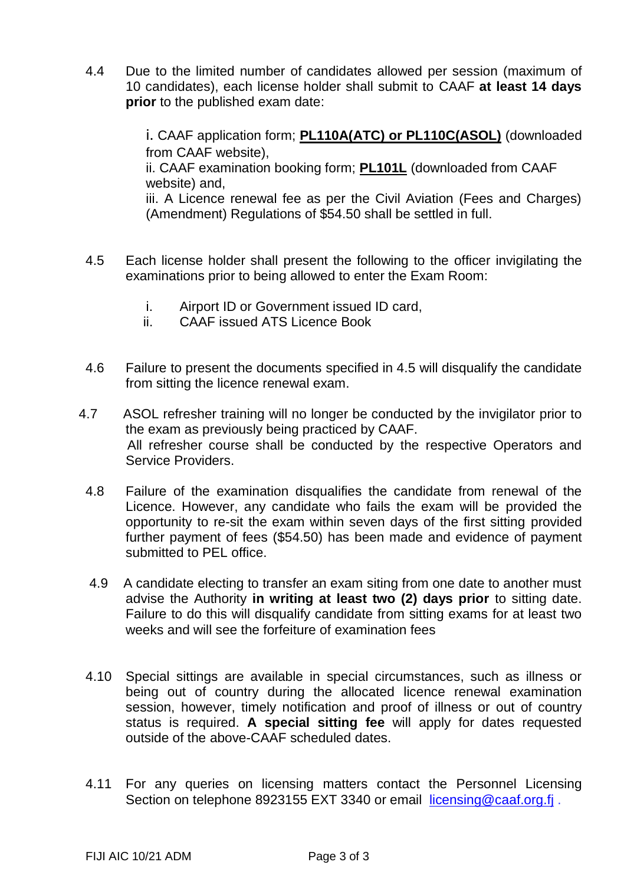4.4 Due to the limited number of candidates allowed per session (maximum of 10 candidates), each license holder shall submit to CAAF **at least 14 days prior** to the published exam date:

> i. CAAF application form; **PL110A(ATC) or PL110C(ASOL)** (downloaded from CAAF website),
> ii. CAAF examination booking form; **PL101L** (downloaded from CAAF website) and,
> iii. A Licence renewal fee as per the Civil Aviation (Fees and Charges) (Amendment) Regulations of $54.50 shall be settled in full.

4.5 Each license holder shall present the following to the officer invigilating the examinations prior to being allowed to enter the Exam Room:

> i. Airport ID or Government issued ID card,
> ii. CAAF issued ATS Licence Book

4.6 Failure to present the documents specified in 4.5 will disqualify the candidate from sitting the licence renewal exam.

4.7 ASOL refresher training will no longer be conducted by the invigilator prior to the exam as previously being practiced by CAAF.
All refresher course shall be conducted by the respective Operators and Service Providers.

4.8 Failure of the examination disqualifies the candidate from renewal of the Licence. However, any candidate who fails the exam will be provided the opportunity to re-sit the exam within seven days of the first sitting provided further payment of fees ($54.50) has been made and evidence of payment submitted to PEL office.

4.9 A candidate electing to transfer an exam siting from one date to another must advise the Authority **in writing at least two (2) days prior** to sitting date. Failure to do this will disqualify candidate from sitting exams for at least two weeks and will see the forfeiture of examination fees

4.10 Special sittings are available in special circumstances, such as illness or being out of country during the allocated licence renewal examination session, however, timely notification and proof of illness or out of country status is required. **A special sitting fee** will apply for dates requested outside of the above-CAAF scheduled dates.

4.11 For any queries on licensing matters contact the Personnel Licensing Section on telephone 8923155 EXT 3340 or email licensing@caaf.org.fj .